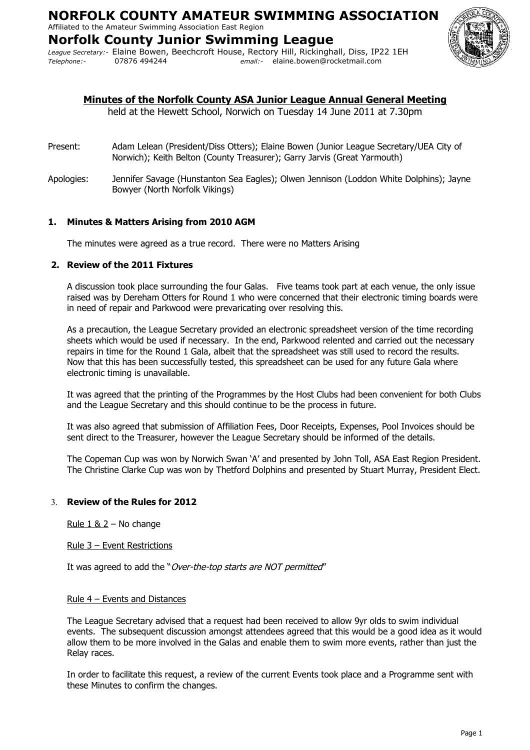# NORFOLK COUNTY AMATEUR SWIMMING ASSOCIATION

Affiliated to the Amateur Swimming Association East Region

## Norfolk County Junior Swimming League

*League Secretary:-* Elaine Bowen, Beechcroft House, Rectory Hill, Rickinghall, Diss, IP22 1EH
*Telephone:-* 07876 494244 *email:-* elaine.bowen@rocketmail.com

**Minutes of the Norfolk County ASA Junior League Annual General Meeting**

held at the Hewett School, Norwich on Tuesday 14 June 2011 at 7.30pm

Present: Adam Lelean (President/Diss Otters); Elaine Bowen (Junior League Secretary/UEA City of Norwich); Keith Belton (County Treasurer); Garry Jarvis (Great Yarmouth)

Apologies: Jennifer Savage (Hunstanton Sea Eagles); Olwen Jennison (Loddon White Dolphins); Jayne Bowyer (North Norfolk Vikings)

### 1. Minutes & Matters Arising from 2010 AGM

The minutes were agreed as a true record. There were no Matters Arising

### 2. Review of the 2011 Fixtures

A discussion took place surrounding the four Galas. Five teams took part at each venue, the only issue raised was by Dereham Otters for Round 1 who were concerned that their electronic timing boards were in need of repair and Parkwood were prevaricating over resolving this.

As a precaution, the League Secretary provided an electronic spreadsheet version of the time recording sheets which would be used if necessary. In the end, Parkwood relented and carried out the necessary repairs in time for the Round 1 Gala, albeit that the spreadsheet was still used to record the results. Now that this has been successfully tested, this spreadsheet can be used for any future Gala where electronic timing is unavailable.

It was agreed that the printing of the Programmes by the Host Clubs had been convenient for both Clubs and the League Secretary and this should continue to be the process in future.

It was also agreed that submission of Affiliation Fees, Door Receipts, Expenses, Pool Invoices should be sent direct to the Treasurer, however the League Secretary should be informed of the details.

The Copeman Cup was won by Norwich Swan 'A' and presented by John Toll, ASA East Region President. The Christine Clarke Cup was won by Thetford Dolphins and presented by Stuart Murray, President Elect.

### 3. Review of the Rules for 2012

Rule 1 & 2 – No change

Rule 3 – Event Restrictions

It was agreed to add the "*Over-the-top starts are NOT permitted*"

Rule 4 – Events and Distances

The League Secretary advised that a request had been received to allow 9yr olds to swim individual events. The subsequent discussion amongst attendees agreed that this would be a good idea as it would allow them to be more involved in the Galas and enable them to swim more events, rather than just the Relay races.

In order to facilitate this request, a review of the current Events took place and a Programme sent with these Minutes to confirm the changes.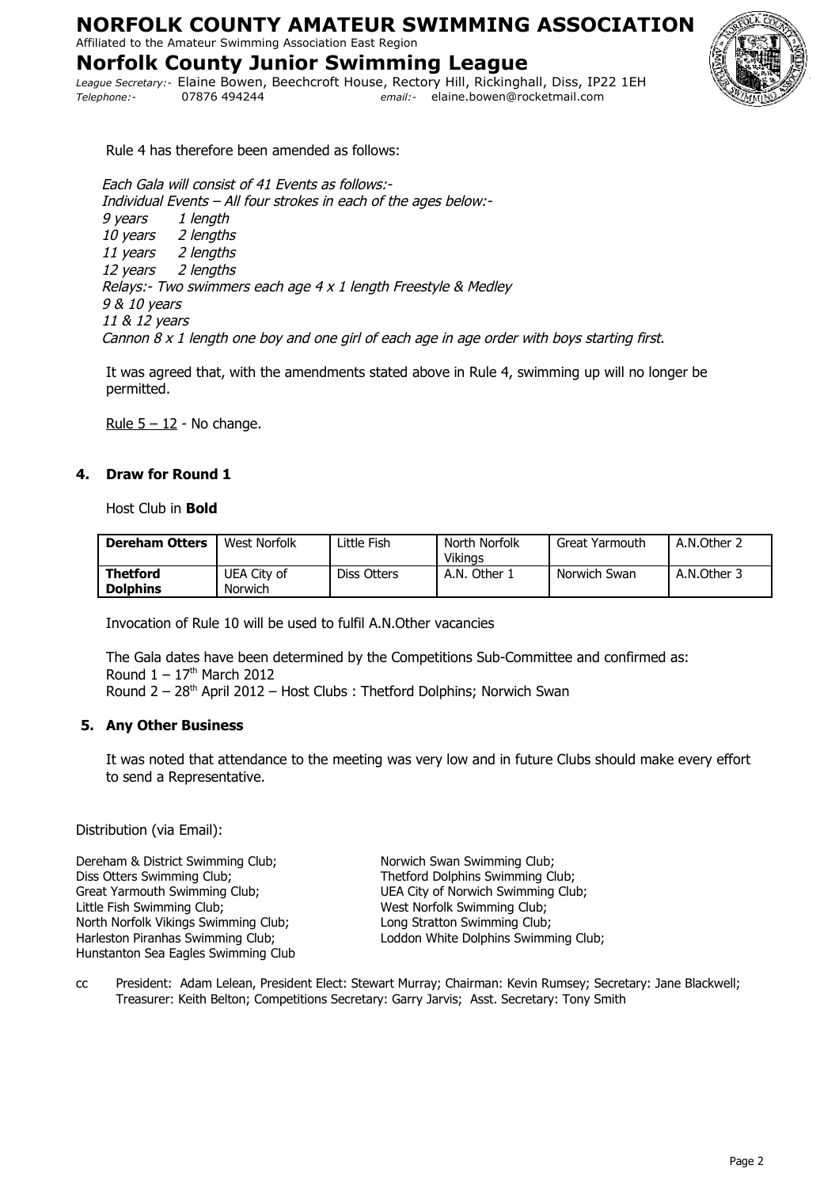Rule 4 has therefore been amended as follows:

*Each Gala will consist of 41 Events as follows:-*
*Individual Events – All four strokes in each of the ages below:-*
*9 years 1 length*
*10 years 2 lengths*
*11 years 2 lengths*
*12 years 2 lengths*
*Relays:- Two swimmers each age 4 x 1 length Freestyle & Medley*
*9 & 10 years*
*11 & 12 years*
*Cannon 8 x 1 length one boy and one girl of each age in age order with boys starting first.*

It was agreed that, with the amendments stated above in Rule 4, swimming up will no longer be permitted.

Rule 5 – 12 - No change.

## 4. Draw for Round 1

Host Club in **Bold**

| | | | | | |
|---|---|---|---|---|---|
| **Dereham Otters** | West Norfolk | Little Fish | North Norfolk Vikings | Great Yarmouth | A.N.Other 2 |
| **Thetford Dolphins** | UEA City of Norwich | Diss Otters | A.N. Other 1 | Norwich Swan | A.N.Other 3 |

Invocation of Rule 10 will be used to fulfil A.N.Other vacancies

The Gala dates have been determined by the Competitions Sub-Committee and confirmed as:
Round 1 – 17th March 2012
Round 2 – 28th April 2012 – Host Clubs : Thetford Dolphins; Norwich Swan

## 5. Any Other Business

It was noted that attendance to the meeting was very low and in future Clubs should make every effort to send a Representative.

Distribution (via Email):

Dereham & District Swimming Club;
Diss Otters Swimming Club;
Great Yarmouth Swimming Club;
Little Fish Swimming Club;
North Norfolk Vikings Swimming Club;
Harleston Piranhas Swimming Club;
Hunstanton Sea Eagles Swimming Club
Norwich Swan Swimming Club;
Thetford Dolphins Swimming Club;
UEA City of Norwich Swimming Club;
West Norfolk Swimming Club;
Long Stratton Swimming Club;
Loddon White Dolphins Swimming Club;

cc President: Adam Lelean, President Elect: Stewart Murray; Chairman: Kevin Rumsey; Secretary: Jane Blackwell; Treasurer: Keith Belton; Competitions Secretary: Garry Jarvis; Asst. Secretary: Tony Smith